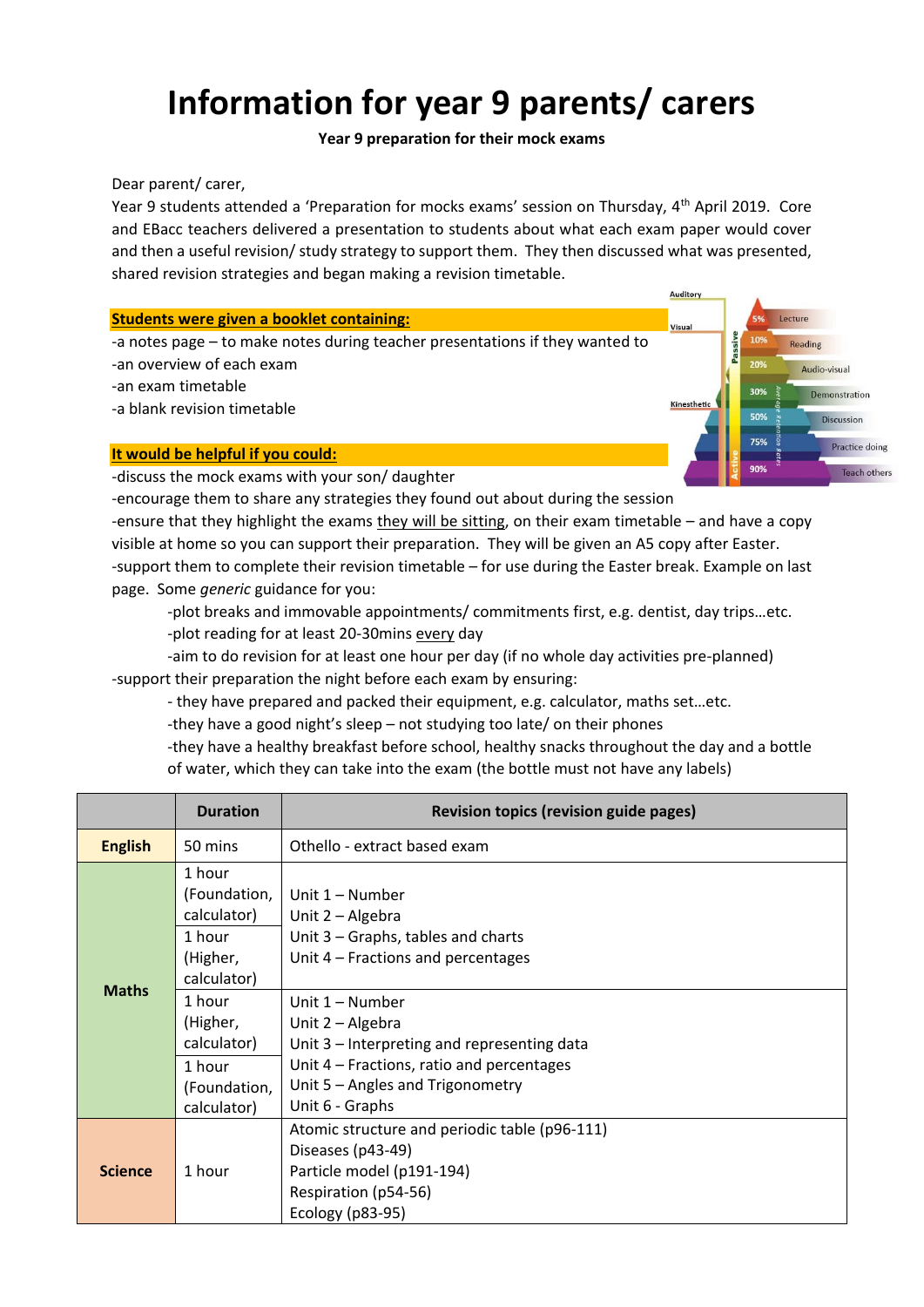# Information for year 9 parents/ carers

**Year 9 preparation for their mock exams**

Dear parent/ carer,

Year 9 students attended a 'Preparation for mocks exams' session on Thursday, 4th April 2019. Core and EBacc teachers delivered a presentation to students about what each exam paper would cover and then a useful revision/ study strategy to support them. They then discussed what was presented, shared revision strategies and began making a revision timetable.

**Students were given a booklet containing:**

-a notes page – to make notes during teacher presentations if they wanted to
-an overview of each exam
-an exam timetable
-a blank revision timetable

**It would be helpful if you could:**

-discuss the mock exams with your son/ daughter
-encourage them to share any strategies they found out about during the session
-ensure that they highlight the exams they will be sitting, on their exam timetable – and have a copy visible at home so you can support their preparation. They will be given an A5 copy after Easter.
-support them to complete their revision timetable – for use during the Easter break. Example on last page. Some *generic* guidance for you:

-plot breaks and immovable appointments/ commitments first, e.g. dentist, day trips…etc.
-plot reading for at least 20-30mins every day
-aim to do revision for at least one hour per day (if no whole day activities pre-planned)

-support their preparation the night before each exam by ensuring:

- they have prepared and packed their equipment, e.g. calculator, maths set…etc.
-they have a good night's sleep – not studying too late/ on their phones
-they have a healthy breakfast before school, healthy snacks throughout the day and a bottle of water, which they can take into the exam (the bottle must not have any labels)

| | Duration | Revision topics (revision guide pages) |
|---|---|---|
| **English** | 50 mins | Othello - extract based exam |
| **Maths** | 1 hour (Foundation, calculator)<br>1 hour (Higher, calculator) | Unit 1 – Number<br>Unit 2 – Algebra<br>Unit 3 – Graphs, tables and charts<br>Unit 4 – Fractions and percentages |
| | 1 hour (Higher, calculator)<br>1 hour (Foundation, calculator) | Unit 1 – Number<br>Unit 2 – Algebra<br>Unit 3 – Interpreting and representing data<br>Unit 4 – Fractions, ratio and percentages<br>Unit 5 – Angles and Trigonometry<br>Unit 6 - Graphs |
| **Science** | 1 hour | Atomic structure and periodic table (p96-111)<br>Diseases (p43-49)<br>Particle model (p191-194)<br>Respiration (p54-56)<br>Ecology (p83-95) |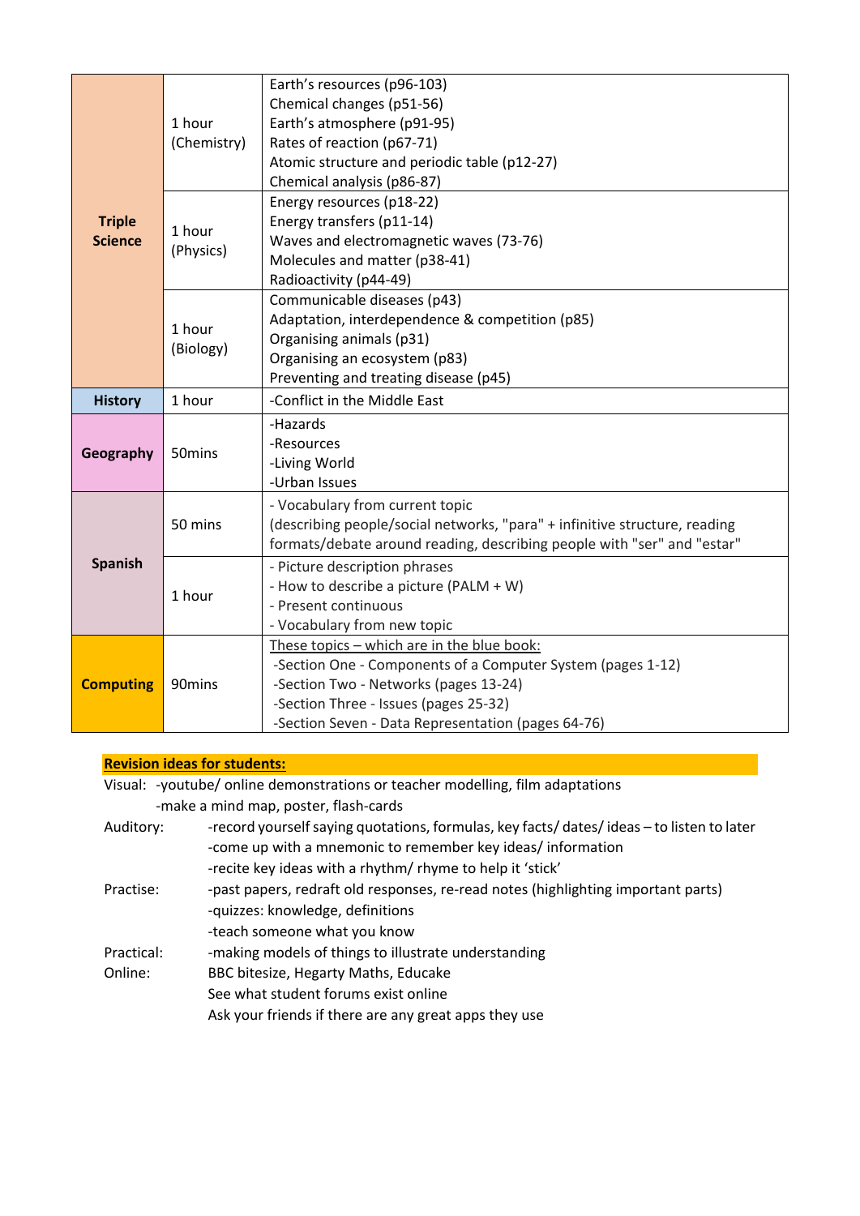| | | |
|---|---|---|
| **Triple Science** | 1 hour (Chemistry) | Earth's resources (p96-103)<br>Chemical changes (p51-56)<br>Earth's atmosphere (p91-95)<br>Rates of reaction (p67-71)<br>Atomic structure and periodic table (p12-27)<br>Chemical analysis (p86-87) |
| | 1 hour (Physics) | Energy resources (p18-22)<br>Energy transfers (p11-14)<br>Waves and electromagnetic waves (73-76)<br>Molecules and matter (p38-41)<br>Radioactivity (p44-49) |
| | 1 hour (Biology) | Communicable diseases (p43)<br>Adaptation, interdependence & competition (p85)<br>Organising animals (p31)<br>Organising an ecosystem (p83)<br>Preventing and treating disease (p45) |
| **History** | 1 hour | -Conflict in the Middle East |
| **Geography** | 50mins | -Hazards<br>-Resources<br>-Living World<br>-Urban Issues |
| **Spanish** | 50 mins | - Vocabulary from current topic<br>(describing people/social networks, "para" + infinitive structure, reading formats/debate around reading, describing people with "ser" and "estar" |
| | 1 hour | - Picture description phrases<br>- How to describe a picture (PALM + W)<br>- Present continuous<br>- Vocabulary from new topic |
| **Computing** | 90mins | These topics – which are in the blue book:<br>-Section One - Components of a Computer System (pages 1-12)<br>-Section Two - Networks (pages 13-24)<br>-Section Three - Issues (pages 25-32)<br>-Section Seven - Data Representation (pages 64-76) |

**Revision ideas for students:**

Visual: -youtube/ online demonstrations or teacher modelling, film adaptations
-make a mind map, poster, flash-cards

Auditory: -record yourself saying quotations, formulas, key facts/ dates/ ideas – to listen to later
-come up with a mnemonic to remember key ideas/ information
-recite key ideas with a rhythm/ rhyme to help it 'stick'

Practise: -past papers, redraft old responses, re-read notes (highlighting important parts)
-quizzes: knowledge, definitions
-teach someone what you know

Practical: -making models of things to illustrate understanding

Online: BBC bitesize, Hegarty Maths, Educake
See what student forums exist online
Ask your friends if there are any great apps they use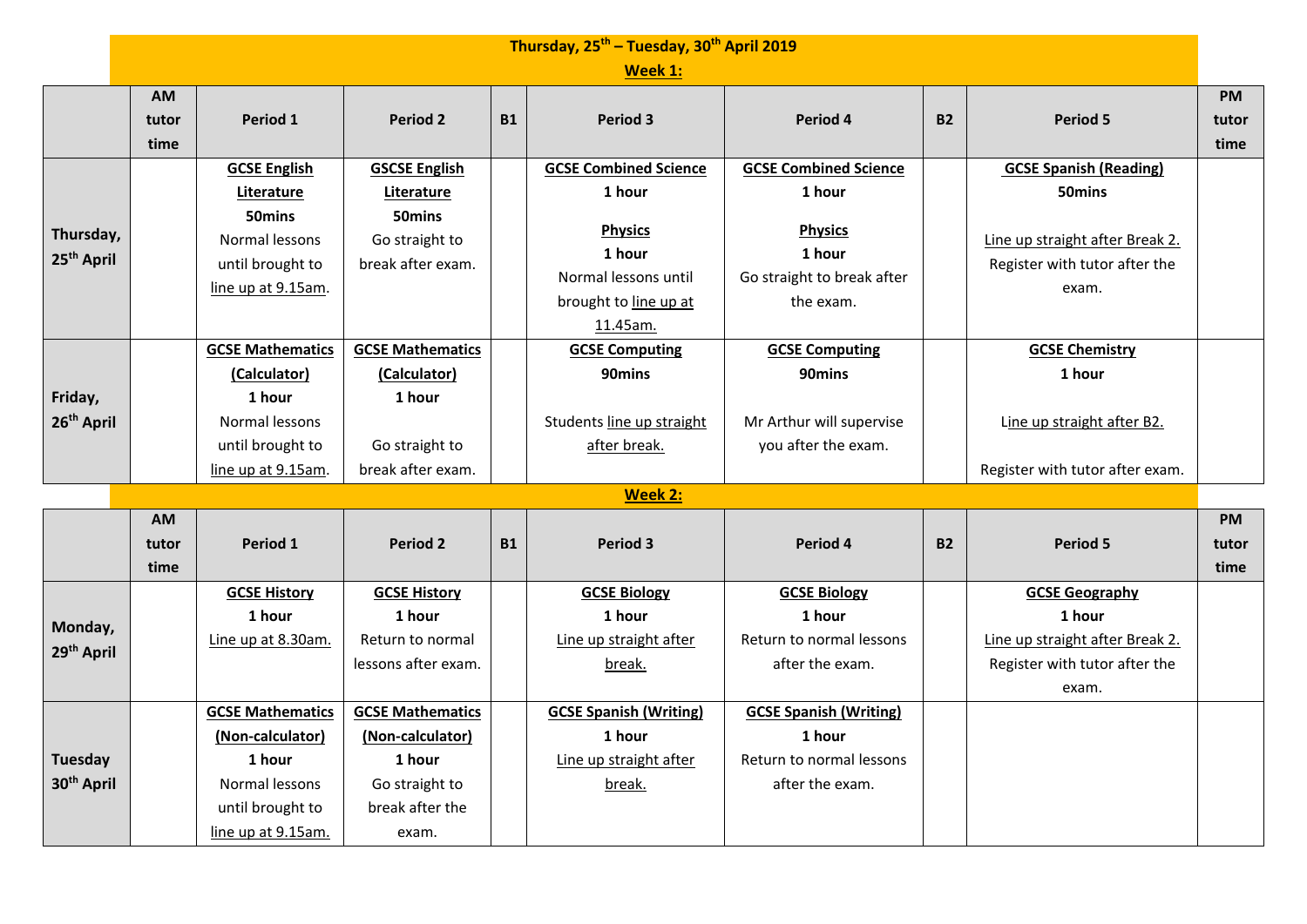# Thursday, 25th – Tuesday, 30th April 2019

## Week 1:

| | AM tutor time | Period 1 | Period 2 | B1 | Period 3 | Period 4 | B2 | Period 5 | PM tutor time |
|---|---|---|---|---|---|---|---|---|---|
| **Thursday, 25th April** | | **GCSE English Literature** **50mins** Normal lessons until brought to line up at 9.15am. | **GSCSE English Literature** **50mins** Go straight to break after exam. | | **GCSE Combined Science** **1 hour** **Physics** **1 hour** Normal lessons until brought to line up at 11.45am. | **GCSE Combined Science** **1 hour** **Physics** **1 hour** Go straight to break after the exam. | | **GCSE Spanish (Reading)** **50mins** Line up straight after Break 2. Register with tutor after the exam. | |
| **Friday, 26th April** | | **GCSE Mathematics (Calculator)** **1 hour** Normal lessons until brought to line up at 9.15am. | **GCSE Mathematics (Calculator)** **1 hour** Go straight to break after exam. | | **GCSE Computing** **90mins** Students line up straight after break. | **GCSE Computing** **90mins** Mr Arthur will supervise you after the exam. | | **GCSE Chemistry** **1 hour** Line up straight after B2. Register with tutor after exam. | |

## Week 2:

| | AM tutor time | Period 1 | Period 2 | B1 | Period 3 | Period 4 | B2 | Period 5 | PM tutor time |
|---|---|---|---|---|---|---|---|---|---|
| **Monday, 29th April** | | **GCSE History** **1 hour** Line up at 8.30am. | **GCSE History** **1 hour** Return to normal lessons after exam. | | **GCSE Biology** **1 hour** Line up straight after break. | **GCSE Biology** **1 hour** Return to normal lessons after the exam. | | **GCSE Geography** **1 hour** Line up straight after Break 2. Register with tutor after the exam. | |
| **Tuesday 30th April** | | **GCSE Mathematics (Non-calculator)** **1 hour** Normal lessons until brought to line up at 9.15am. | **GCSE Mathematics (Non-calculator)** **1 hour** Go straight to break after the exam. | | **GCSE Spanish (Writing)** **1 hour** Line up straight after break. | **GCSE Spanish (Writing)** **1 hour** Return to normal lessons after the exam. | | | |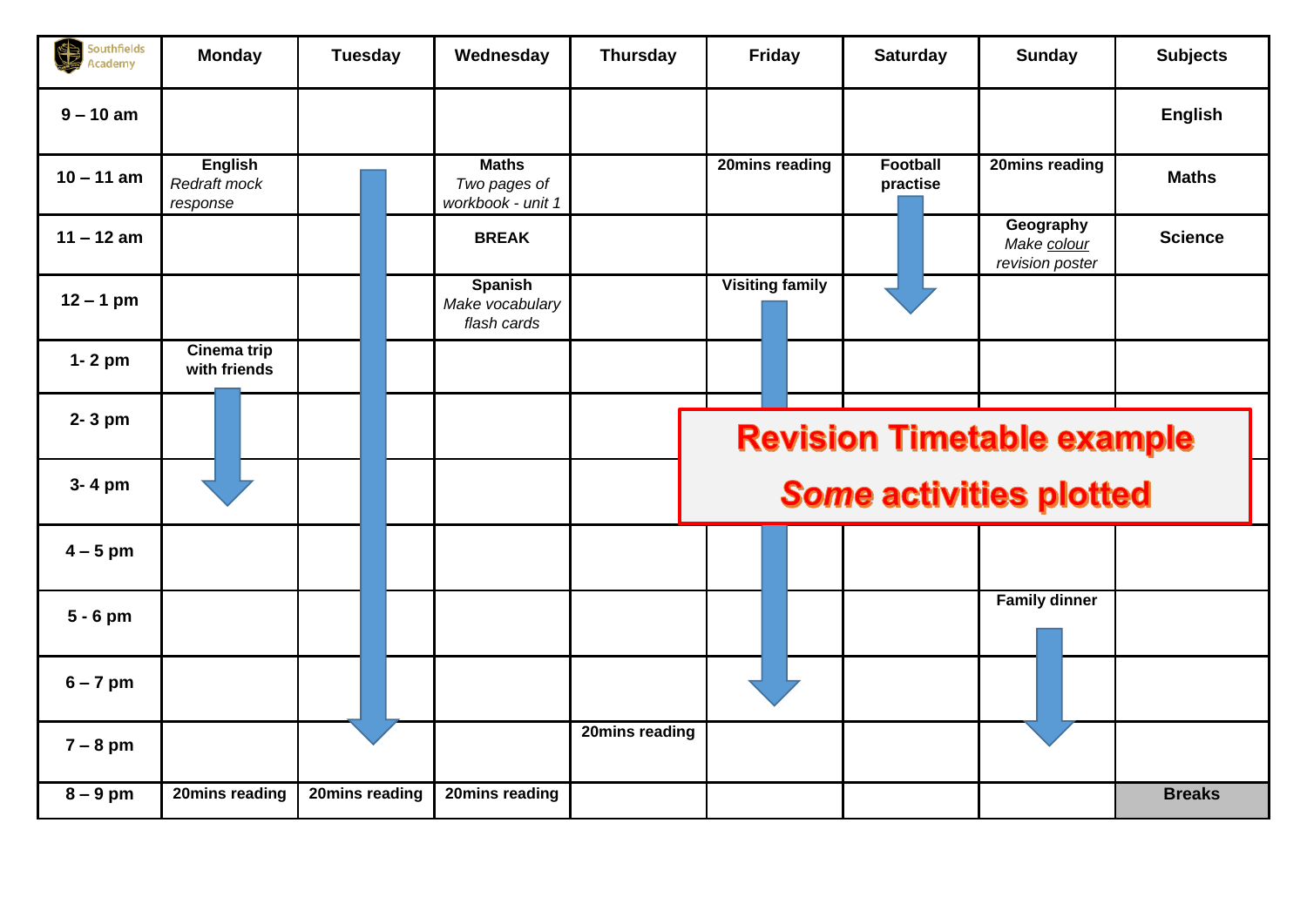## Revision Timetable example

*Some activities plotted*

| Southfields Academy | Monday | Tuesday | Wednesday | Thursday | Friday | Saturday | Sunday | Subjects |
|---|---|---|---|---|---|---|---|---|
| 9 – 10 am | | | | | | | | English |
| 10 – 11 am | **English** *Redraft mock response* | ↓ | **Maths** *Two pages of workbook - unit 1* | | 20mins reading | Football practise | 20mins reading | Maths |
| 11 – 12 am | | ↓ | BREAK | | | ↓ | **Geography** *Make colour revision poster* | Science |
| 12 – 1 pm | | ↓ | **Spanish** *Make vocabulary flash cards* | | Visiting family | ↓ | | |
| 1- 2 pm | Cinema trip with friends | ↓ | | | ↓ | | | |
| 2- 3 pm | ↓ | ↓ | | | ↓ | | | |
| 3- 4 pm | ↓ | ↓ | | | ↓ | | | |
| 4 – 5 pm | | ↓ | | | ↓ | | | |
| 5 - 6 pm | | ↓ | | | ↓ | | Family dinner | |
| 6 – 7 pm | | ↓ | | | ↓ | | ↓ | |
| 7 – 8 pm | | ↓ | | 20mins reading | | | ↓ | |
| 8 – 9 pm | 20mins reading | 20mins reading | 20mins reading | | | | | Breaks |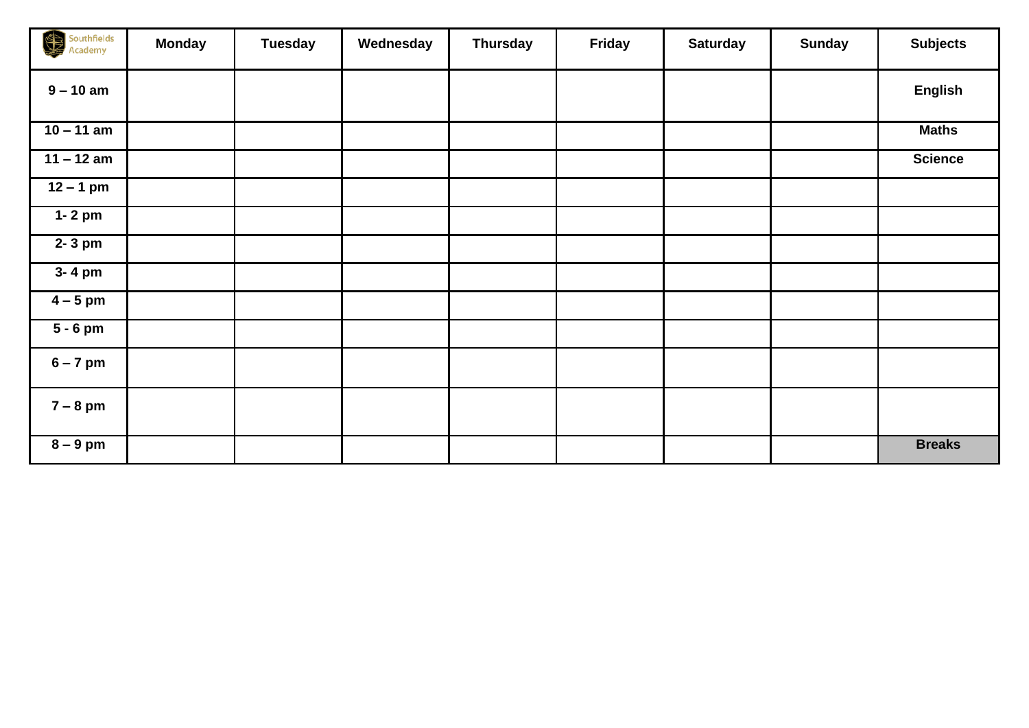| Southfields Academy | Monday | Tuesday | Wednesday | Thursday | Friday | Saturday | Sunday | Subjects |
|---|---|---|---|---|---|---|---|---|
| 9 – 10 am | | | | | | | | English |
| 10 – 11 am | | | | | | | | Maths |
| 11 – 12 am | | | | | | | | Science |
| 12 – 1 pm | | | | | | | | |
| 1- 2 pm | | | | | | | | |
| 2- 3 pm | | | | | | | | |
| 3- 4 pm | | | | | | | | |
| 4 – 5 pm | | | | | | | | |
| 5 - 6 pm | | | | | | | | |
| 6 – 7 pm | | | | | | | | |
| 7 – 8 pm | | | | | | | | |
| 8 – 9 pm | | | | | | | | Breaks |